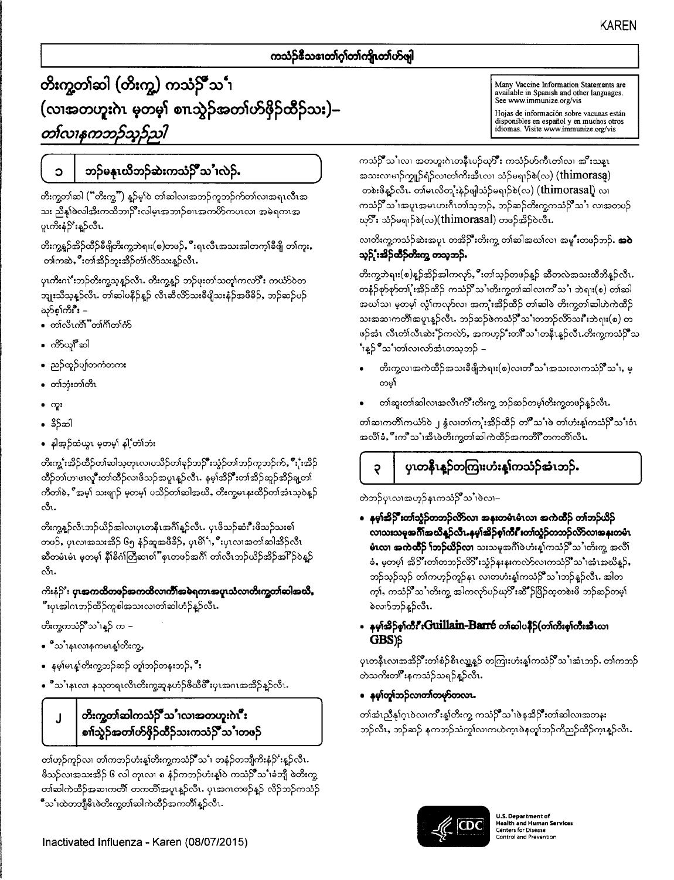KAREN

**ကသံ့ဉ်ဒီသဒၢတၢ်ဂ့ၢ်တၢ်ကျိၤတၢ်တဲဖျါ**

# တၢ်ကွတၢ်ဆါ (တၢ်ကွ) ကသံ့ဉ်ဒီသ့ၣ်
# (လၢအတဟူးဂဲၤ မ့တမ့ၢ် စၢၤသွံဉ်အတၢ်ဟ်ဖှိဉ်ထိဉ်သး)–
# *တၢ်လၢနကဘၣ်သ့ၣ်ညါ*

Many Vaccine Information Statements are available in Spanish and other languages. See www.immunize.org/vis

Hojas de información sobre vacunas están disponibles en español y en muchos otros idiomas. Visite www.immunize.org/vis

## ၁ ဘၣ်မနုၤယိဘၣ်ဆဲးကသံ့ဉ်ဒီသ့ၣ်လဲၣ်.

တၢ်ကွတၢ်ဆါ ("တၢ်ကွ") နှၣ်မ့ၢ်ဝဲ တၢ်ဆါလၢအဘၣ်ကူဘၣ်က်တၢ်လၢအရၤလီၤအသး ညီနှၢ်ဖဲလါဒီးကထိဘၢဉ်ဒီးလါမုၢ်အဘၣ်စၢၤအကတိၢ်ကပၤလၢ အမဲရကၤအပူၤကိႇနံၣ်ဒီးနှၣ်လီၤ.

တၢ်ကွနှၣ်အိၣ်ထိၣ်ခီဖျိတၢ်ကွဘဲရၢး(စ)တဖၣ်, ဒီးရၤလီၤအသးအါတက့ၢ်ခီဖျိ တၢ်ကူး, တၢ်ကဆဲ, ဒီးတၢ်အိၣ်ဘူးအိၣ်တၢ်လိာ်သးနှၣ်လီၤ.

ပှၤကိးဂၤဒီးဘၣ်တၢ်ကွသ့နှၣ်လီၤ. တၢ်ကွနှၣ် ဘၣ်ဖုးတၢ်သတူၢ်ကလၢ်ဒီး ကယံာ်ဝဲတဘျုးသိသ့နှၣ်လီၤ. တၢ်ဆါပနီၣ်နှၣ် လီၤဆီလိာ်သးခီဖျိသးနံၣ်အဖီခိၣ်, ဘၣ်ဆၣ်ပဉ်ဃုာ်စ့ၢ်ကီးဒီး –

- တၢ်လီၤကိၢ် "တၢ်ကိၢ်တၢ်ဂံာ်
- ကိာ်ယူၢ်ဆါ
- ညၣ်ထုၣ်ပျံၢ်တကံၢ်တကး
- တၢ်ဘုံးတၢ်တီၤ
- ကူး
- ခိၣ်ဆါ
- နါအှၣ်ထံယွၤ မ့တမ့ၢ် နါဒံၣ်တၢ်ဘုံး

တၢ်ကွနံၣ်အိၣ်ထိၣ်တၢ်ဆါသုတုၤလၢပသိၣ်တၢ်ခုၣ်ဘၣ်ဒီးသွံၣ်တၢ်ဘၣ်ကုဘၣ်က်, ဒီးနံၣ်အိၣ်ထိၣ်တၢ်ဟၢဖၢလ့ၢ်းတၢ်ထိၣ်လၢဖိသၣ်အပူၤနှၣ်လီၤ. နမ့ၢ်အိၣ်ဒီးတၢ်အိၣ်ဆူၣ်အိၣ်ချ့တၢ်ကီတၢ်ခဲ, "အမ့ၢ် သးဖျၢၣ် မ့တမ့ၢ် ပသိၣ်တၢ်ဆါအယိ, တၢ်ကွမၤနးထိၣ်တၢ်အံၤသ့ဝဲနှၣ်လီၤ.

တၢ်ကွနှၣ်လီၤဘၣ်ယိၣ်အါလၢပှၤတနီၤအဂီၢ်နှၣ်လီၤ. ပှၤဖိသၣ်ဆံၣ်းဖိသၣ်သး၏ တဖၣ်, ပှၤလၢအသးအိၣ် ၆၅ နံၣ်ဆူအဖီခိၣ်, ပှၤမိၢ်ဒၢ, ဒီးပှၤလၢအတၢ်ဆါအိၣ်လီၤဆီတမံၤမံၤ မ့တမ့ၢ် နီၢ်ခိဂ်ၢ်တြီဆၢ၏"စ့ၤတဖၣ်အဂီၢ် တၢ်လီၤဘၣ်ယိၣ်အိၣ်အါဉ်ဝဲနှၣ်လီၤ.

ကိးနံၣ်ဒီး **ပှၤအကထိတဖၣ်အကထိလၢကီၢ်အမဲရကၤအပူၤသံလၢတၢ်ကွတၢ်ဆါအယိ,** ဒီးပှၤအါဂၤဘၣ်ထိၣ်ကူစါအသးလၢတၢ်ဆါဟံၣ်နှၣ်လီၤ.

တၢ်ကွကသံ့ဉ်ဒီသ့ၣ်နှၣ် က –

- ဒီသ့ၣ်နၤလၢနကမၤန့ၢ်တၢ်ကွ,
- နမ့ၢ်မၤန့ၢ်တၢ်ကွဘၣ်ဆၣ် တုၢ်ဘၣ်တနးဘၣ်, ဒီး
- ဒီသ့ၣ်နၤလၢ နသုတရၤလီၤတၢ်ကွဆူနဟံၣ်ဖိယီဖိဒီးပှၤအဂၤအအိၣ်နှၣ်လီၤ.

## ၂ တၢ်ကွတၢ်ဆါကသံ့ဉ်ဒီသ့ၣ်လၢအတဟူးဂဲၤဒီး စၢၤသွံၣ်အတၢ်ဟ်ဖှိဉ်ထိဉ်သးကသံ့ဉ်ဒီသ့ၣ်တဖၣ်

တၢ်ဟ့ၣ်ကူၣ်လၢ တၢ်ကဘၣ်ဟံးန့ၢ်တၢ်ကွကသံ့ဉ်ဒီသ့ၣ် တနံၣ်တဘျီကိးနံၣ်နှၣ်လီၤ. ဖိသၣ်လၢအသးအိၣ် ၆ လါ တုၤလၢ ၈ နံၣ်ကဘၣ်ဟံးန့ၢ်ဝဲ ကသံ့ဉ်ဒီသ့ၣ်ခံဘျီ ဖဲတၢ်ကွတၢ်ဆါကဲထိၣ်အဆၢကတိၢ် တကတိၢ်အပူၤနှၣ်လီၤ. ပှၤအဂၤတဖၣ်နှၣ် လိၣ်ဘၣ်ကသံ့ဉ်ဒီသ့ၣ်ထဲတဘျီဓိၤဖဲတၢ်ကွတၢ်ဆါကဲထိၣ်အကတိၢ်နှၣ်လီၤ.

ကသံ့ဉ်ဒီသ့ၣ်လၢ အတဟူးဂဲၤတနီၤပဉ်ဃုာ်ဒီး ကသံ့ဉ်ဟ်ကီၢ်တၢ်လၢ အီၤသန္အသးလၢမၣ်ကျူၣ်ရံၣ်လၢတၢ်ကိးအီၤလၢ သံၣ်မရၢၣ်စဲ(လ) (thimorasal) တစဲးဖိနှၣ်လီၤ. တၢ်မၤလိတၢ့်နဲၣ်ဖျါသံၣ်မရၢၣ်စဲ(လ) (thimorasal) လၢ ကသံ့ဉ်ဒီသ့ၣ်အပူၤအမၤဟးဂီၤတၢ်သ့ဘၣ်, ဘၣ်ဆၣ်တၢ်ကွကသံ့ဉ်ဒီသ့ၣ် လၢအတပဉ်ဃုာ်ဒီး သံၣ်မရၢၣ်စဲ(လ)(thimorasal) တဖၣ်အိၣ်ဝဲလီၤ.

လၢတၢ်ကွကသံ့ဉ်ဆဲးအပူၤ တအိၣ်ဒီးတၢ်ကွ တၢ်ဆါအဃၢ်လၢ အမူးတဖၣ်ဘၣ်. **အဝဲ သ့ၣ်းအိၣ်ထိၣ်တၢ်ကွ တသ့ဘၣ်.**

တၢ်ကွဘဲရၢး(စ)နှၣ်အိၣ်အါကလှာ်, ဒီးတၢ်သွံၣ်တဖၣ်နှၣ် ဆီတလဲအသးထီဘိနှၣ်လီၤ. တနံၣ်စုာ်စုာ်တၢ်သ့ၣ်းအိၣ်ထိၣ် ကသံ့ဉ်ဒီသ့ၣ်လၢတၢ်ကွတၢ်ဆါလၢကဲသ့ၣ် ဘဲရၢး(စ) တၢ်ဆါအဃၢ်သၢ မ့တမ့ၢ် လွံၢ်ကလှာ်လၢ အကၢ့်းအိၣ်ထိၣ် တၢ်ဆါဖဲ တၢ်ကွတၢ်ဆါဟဲကဲထိၣ်သးအဆၢကတိၢ်အပူၤနှၣ်လီၤ. ဘၣ်ဆၣ်ဖဲကသံ့ဉ်ဒီသ့ၣ်တဘၣ်လိာ်သးဒီးဘဲရၢး(စ) တဖၣ်အံၤ လီၤတံၢ်လီၤဆဲးဉ်ကလာ်, အကဟ့ၣ်းတၢ်ဒီသ့ၣ်တနီၤနှၣ်လီၤ.တၢ်ကွကသံ့ဉ်ဒီသ့ၣ်နှၣ်ဒီသ့ၣ်တၢ်လၢလၢာ်အံၤတသ့ဘၣ် –

- တၢ်ကွလၢအကဲထိၣ်အသးခီဖျိဘဲရၢး(စ)လၢတဒီသ့ၣ်အသးလၢကသံ့ဉ်ဒီသ့ၣ်, မ့တမ့ၢ်
- တၢ်ဆူးတၢ်ဆါလၢအလီၤက်ဒီးတၢ်ကွ ဘၣ်ဆၣ်တမ့ၢ်တၢ်ကွတဖၣ်နှၣ်လီၤ.

တၢ်ဆၢကတိၢ်ကယံာ်ဝဲ ၂ နွံလၢတၢ်ကၢ့်းအိၣ်ထိၣ် တၢ်ဒီသ့ၣ်ဖဲ တၢ်ဟံးန့ၢ်ကသံ့ဉ်ဒီသ့ၣ်ဝံၤ အလိၢ်ခံ, ဒီးကဒီသ့ၣ်အီၤဖဲတၢ်ကွတၢ်ဆါကဲထိၣ်အကတိၢ်တကတိၢ်လီၤ.

## ၃ ပှၤတနီၤနှၣ်တကြၢးဟံးန့ၢ်ကသံ့ဉ်အံၤဘၣ်.

တဲဘၣ်ပှၤလၢအဟ့ၣ်နကသံ့ဉ်ဒီသ့ၣ်ဖဲလၢ–

- **နမ့ၢ်အိၣ်ဒီးတၢ်သွံၣ်တဘၣ်လိာ်လၢ အနးတမံၤမံၤလၢ အကဲထိၣ် တၢ်ဘၣ်ယိၣ် လၢသးသမူအဂီၢ်အယိနှၣ်လီၤ.နမ့ၢ်အိၣ်စ့ၢ်ကီးဒီးတၢ်သွံၣ်တဘၣ်လိာ်လၢအနးတမံၤမံၤလၢ အကဲထိၣ် ၢ်ဘၣ်ယိၣ်လၢ** သးသမူအဂီၢ်ဖဲဟံးန့ၢ်ကသံ့ဉ်ဒီသ့ၣ်တၢ်ကွ အလိၢ်ခံ, မ့တမ့ၢ် အိၣ်ဒီးတၢ်တဘၣ်လိာ်ဒီးသွံၣ်နီးနီးကလဲာ်လၢကသံ့ဉ်ဒီသ့ၣ်အံၤအယိနှၣ်, ဘၣ်သ့ၣ်သ့ၣ် တၢ်ကဟ့ၣ်ကွၣ်နၤ လၢဟံးန့ၢ်ကသံ့ဉ်ဒီသ့ၣ်အံၤဘၣ်နှၣ်လီၤ. အါတက့ၢ်, ကသံ့ဉ်ဒီသ့ၣ်တၢ်ကွ အါကလှာ်ပဉ်ဃုာ်ဒီး ဆီၣ်ဖြိၣ်ထုတစဲးဖိ ဘၣ်ဆၣ်တမ့ၢ်ခဲလၢာ်ဘၣ်နှၣ်လီၤ.
- **နမ့ၢ်အိၣ်စ့ၢ်ကီးဒီး Guillain-Barré တၢ်ဆါပနီၣ်(တၢ်ကိးစ့ၢ်ကီးအီၤလၢ GBS)ဉ်**

ပှၤတနီၤလၢအအိၣ်ဒီးတၢ်စံၣ်စိၤလ္ၤနှၣ် တကြၢးဟံးန့ၢ်ကသံ့ဉ်ဒီသ့ၣ်အံၤဘၣ်. တၢ်ကဘၣ် တဲသကိးတၢ်ဒီးနကသံ့ဉ်သရၣ်နှၣ်လီၤ.

- **နမ့ၢ်တုၢ်ဘၣ်လၢတၢ်တမ့ာ်တလၤ.**

တၢ်အံၤညီနှၢ်ဂ့ၤဖဲလၢကဒီးန့ၢ်တၢ်ကွ ကသံ့ဉ်ဒီသ့ၣ်ဖဲနအိၣ်ဒီးတၢ်ဆါလၢအတနး ဘၣ်လီၤ, ဘၣ်ဆၣ် နကဘၣ်သံကွၢ်လၢကဟဲက့ၤဖဲနတုၢ်ဘၣ်ကိညၣ်ထိၣ်က့ၤနှၣ်လီၤ.

Inactivated Influenza - Karen (08/07/2015)

U.S. Department of Health and Human Services
Centers for Disease Control and Prevention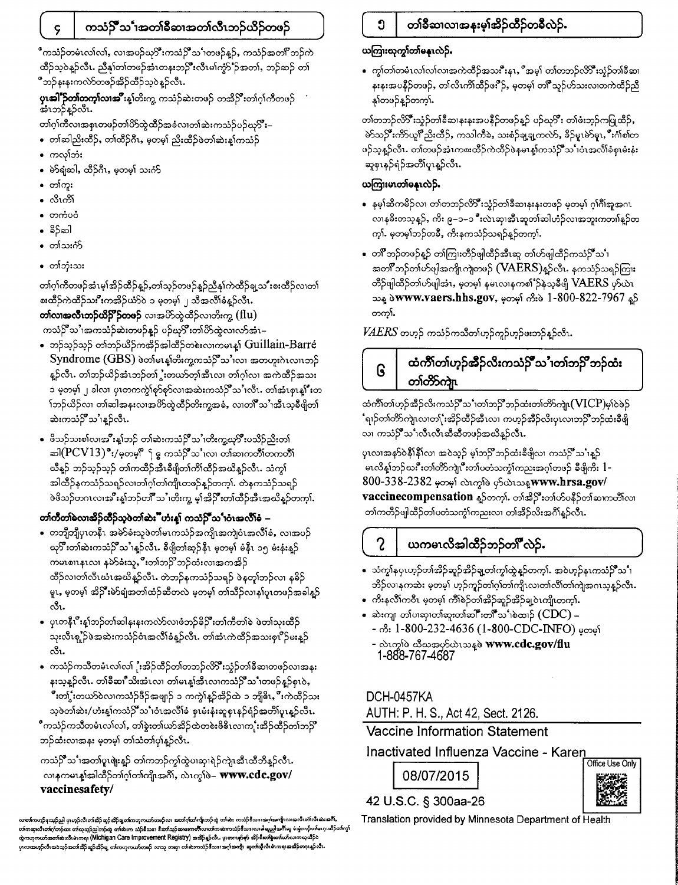## ၄ ကသံၣ်သ့ၢ်အတၢ်ခီဆၢအတၢ်လီၤဘၣ်ယိၣ်တဖၣ်

ကသံၣ်တမံၤလၢ်လၢ်, လၢအပၣ်ဃုာ်ဒီးကသံၣ်သ့ၢ်တဖၣ်နှၣ်, ကသံၣ်အတၢ်ဘၣ်ကဲထီၣ်သ့ဖဲနှၣ်လီၤ. ညီနှၣ်တၢ်တဖၣ်အံၤတနၢၤဘၣ်ဒီးလီၤမၢ်ကွံၣ်ဝဲအတၢ်, ဘၣ်ဆၣ် တၢ်ဘၣ်နးနးကလဲာ်တဖၣ်အိၣ်ထီၣ်သ့ဝဲနှၣ်လီၤ.

**ပှၤအါဒိၣ်တၢ်တက့ၢ်လၢအဒိး** နှၤ်တၢ်ကွ. ကသံၣ်ဆဲးတဖၣ် တအိၣ်ဒီးတၢ်ဂ့ၢ်ကီတဖၣ်အံၤဘၣ်နှၣ်လီၤ.

တၢ်ဂ့ၢ်ကီလၢအစုၤတဖၣ်တၢ်ဖိဘိထွဲထီၣ်အခံလၢတၢ်ဆဲးကသံၣ်ပၣ်ဃုာ်ဒီး–

- တၢ်ဆါညီးထီၣ်, တၢ်ထီၣ်ဂီၤ, မ့တမ့ၢ် ညီးထီၣ်ဖဲတၢ်ဆဲးနှၤ်ကသံၣ်
- ကလုၢ်ဘံး
- မဲာ်ချံဆါ, ထီၣ်ဂီၤ, မ့တမ့ၢ် သးဂဲၢ်
- တၢ်ကူး
- လီၤကိၢ်
- တကပၤဝံ
- ခိၣ်ဆါ
- တၢ်သးဂဲၢ်
- တၢ်ဘုံးသး

တၢ်ဂ့ၢ်ကီတဖၣ်အံၤမ့ၢ်အိၣ်ထီၣ်နှၣ်,တၢ်သ့ၣ်တဖၣ်နှၣ်ညီနှၤ်ကဲထီၣ်ချ့သ့ဒီးစးထီၣ်လၢတၢ်စးထီၣ်ကဲထီၣ်သးဒီးကအိၣ်ယံာ်ဝဲ ၁ မ့တမ့ၢ် ၂ သီအဂၤခဲလၢၢ်နှၣ်လီၤ.

**တၢ်လၢအလီၤဘၣ်ယိၣ်ဒိၣ်တဖၣ်** လၢအဖိဘိထွဲထီၣ်လၢတၢ်ကွ (flu) ကသံၣ်သ့ၢ်အကသံၣ်ဆဲးတဖၣ်နှၣ် ပၣ်ဃုာ်ဒီးတၢ်ဖိဘိထွဲလၢလာ်အံၤ–

- ဘၣ်သ့ၣ်သ့ၣ် တၢ်ဘၣ်ယိၣ်ကအိၣ်အါထီၣ်တစဲးလၢကမၤနှၤ် Guillain-Barré Syndrome (GBS) ဖဲတၢ်မၤနှၤ်တၢ်ကွကသံၣ်သ့ၢ်လၢ အတဟုးကဲၤလၢၤဘၣ်နှၣ်လီၤ. တၢ်ဘၣ်ယိၣ်အံၤဘၣ်တၢ်ဆိကမိၣ်တၢ်အီၤလၢ တၢ်ဂ့ၢ်လၢ အကဲထီၣ်အသး ၁ မ့တမ့ၢ် ၂ ခါလၢ ပှၤတကကွံၢ်စ့ၢ်တၢ်လၢအဆဲးကသံၣ်သ့ၢ်လီၤ. တၢ်အံၤစုၤနှၤ်ဒိၣ်တဘၣ်ယိၣ်လၢ တၢ်ဆါခဲနးလၢအဖိဘိထွဲထီၣ်တၢ်ကွအခံ, လၢတၢ်သ့ၢ်အီၤလၢသ့ခဲဖျိတၢ်ဆဲးကသံၣ်သ့ၢ်နှၣ်လီၤ.
- ဖိသၣ်သးစၢ်လၢအဒိးနှၤ်ဘၣ် တၢ်ဆဲးကသံၣ်သ့ၢ်တၢ်ကွဃုာ်ဒီးပသိၣ်ညီးတၢ်ဆါ(PCV13)*:/မ့တမ့ၢ် DTaP ကသံၣ်သ့ၢ်လၢ တၢ်ဆၢကတီၢ်တကတီၢ်ယီနှၣ် ဘၣ်သ့ၣ်သ့ၣ် တၢ်ကထိၣ်အီၤခံဖျိတၢ်ကိၢ်ထီၣ်အသီနှၣ်လီၤ. သံကွၢ်အါထီၣ်နကသံၣ်သရၣ်လၢတၢ်ဂ့ၢ်တၢ်ကျိၤတဖၣ်နှၣ်တက့ၢ်. တဲနကသံၣ်သရၣ် ဖဲဖိသၣ်တဂၤလၢအဒိးနှၤ်ဘၣ်တၢ်သ့ၢ်တၢ်ကွ မ့ၢ်အိၣ်ဒီးတၢ်ထီၣ်အီၤအသိနှၣ်တက့ၢ်.

**တၢ်ကီတၢ်ခဲလၢအိၣ်ထီၣ်သ့ဖဲတၢ်ဆဲး ဟံးနှၤ် ကသံၣ်သ့ၢ်ဝံၤအလီၢ်ခံ –**

- တဘျီဘျီပှၤစၢၤ အမဲာ်ခံးသူဖဲတၢ်မၤကသံၣ်အကျိၤအကျဲဝံၤအလီၢ်ခံ, လၢအပၣ်ဃုာ်ဒီးတၢ်ဆဲးကသံၣ်သ့ၢ်နှၣ်လီၤ. ခီဖျိတၢ်ဆ့ၣ်နီၤ မ့တမ့ၢ် မံနီၤ ၁၅ မံးနံးနှၣ် ကမၤစၢၤနၤလၢ နမဲာ်ခံးသူ, ဒီးတၢ်ဘၣ်ဘၣ်ထံးလၢအကအိၣ်ထီၣ်လၢတၢ်လီၤဃံၤအယိနှၣ်လီၤ. တဲဘၣ်နကသံၣ်သရၣ် ဖဲနတူၢ်ဘၣ်လၢ နခိၣ်မူၤ, မ့တမ့ၢ် အိၣ်ဒီးမဲာ်ချံအတၢ်ထံၣ်ဆီတလဲ မ့တမ့ၢ် တၢ်သိၣ်လၢနနၢ်ပူၤတဖၣ်အခါနှၣ်လီၤ.
- ပှၤတနီၤနီၤနှၤ်ဘၣ်တၢ်ဆါနးနးကလဲာ်လၢဖံဘၣ်ခိၣ်ဒီးတၢ်ကီတၢ်ခဲ ဖဲတၢ်သးထီၣ်သးလီၤစူၣ်ဖဲအဆဲးကသံၣ်ဝံၤအလီၢ်ခံနှၣ်လီၤ. တၢ်အံၤကဲထီၣ်အသးစုၤဒိၣ်မးနှၣ်လီၤ.
- ကသံၣ်ကသီတမံၤလၢ်လၢ်ၤ အိၣ်ထီၣ်တၢ်တဘၣ်လိာ်ဒီးသ့ၣ်တၢ်ခီဆၢတဖၣ်လၢအနးနးသ့နှၣ်လီၤ. တၢ်ခီဆၢ်သိးအံၤလၢ တၢ်မၤနှၤ်အီၤလၢကသံၣ်သ့ၢ်တဖၣ်နှၣ်စုၤဝဲ, ဒီးတၢ်ဂ့ၢ်တယာ်ဖဲလၢကသံၣ်ဖိၣ်အဖျာၣ် ၁ ကကွဲၢ်နှၣ်အိၣ်ထဲ ၁ ဘျီခီၤ, ဒီးကဲထီၣ်သ့ဖဲတၢ်ဆဲး/ဟံးနှၤ်ကသံၣ်သ့ၢ်ဝံၤအလီၢ်ခံ စုမံးနံးဆူစုနၣ်ရံၣ်အတီၢ်ပူၤနှၣ်လီၤ.

ကသံၣ်ကသီတမံၤလၢ်လၢ်, တၢ်ခွဲးတၢ်ယာ်အိၣ်ထဲတစဲးဖိလၢကၤအိၣ်ထီၣ်တၢ်ဘၣ်ဘၣ်ထံးလၢအနး မ့တမ့ၢ် တၢ်သံတၢ်ပှၢ်နှၣ်လီၤ.

ကသံၣ်သ့ၢ်အတၢ်ပှၤဖျဲးနှၣ် တၢ်ကဘၣ်ကွၢ်ထွဲပၢဆှၢရဲၣ်ကျဲၤအီၤထီဘိနှၣ်လီၤ. လၢနကမၤနှၤ်အါထီၣ်တၢ်ဂ့ၢ်တၢ်ကျိၤအဂီၢ်, လဲၤကွၢ်ဖဲ– **www.cdc.gov/vaccinesafety/**

## ၅ တၢ်ခီဆၢလၢအနးမ့ၢ်အိၣ်ထီၣ်တခီလဲၣ်.

**ယကြၢးယုကွၢ်တၢ်မနုၤလဲၣ်.**

- ကွၢ်တၢ်တမံၤလၢ်လၢ်လၢအကဲထီၣ်အသးဒီးနၤ, ဒ်အမ့ၢ် တၢ်တဘၣ်လိာ်ဒီးသ့ၣ်တၢ်ခီဆၢနးနးအပနီၣ်တဖၣ်, တၢ်လီၤကိၢ်ထီၣ်ဖးဒိၣ်, မ့တမ့ၢ် တၢ်သူၣ်ဟ်သးလၢတကဲထီၣ်ညီနှၤ်တဖၣ်နှၣ်တက့ၢ်.

တၢ်တဘၣ်လိာ်ဒီးသ့ၣ်တၢ်ခီဆၢနးနးအပနီၣ်တဖၣ်နှၣ် ပၣ်ဃုာ်ဒီး တၢ်ဖံးဘုဲကဖြုထီၣ်, မဲာ်သဉ်ကိာ်ယူၢ်ညီးထီၣ်, တၢ်သါကိၢ်, သးစံၣ်ချ့ချ့ကလဲာ်, ခိၣ်မူၤမဲာ်မူၤ, ဒီးဂံၢ်စၢ်တဖၣ်သ့နှၣ်လီၤ. တၢ်တဖၣ်အံၤကစးထီၣ်ကဲထီၣ်ဖဲနမၤနှၤ်ကသံၣ်သ့ၢ်ဝံၤအလီၢ်ခံစုမံးနံးဆူစုနၣ်ရံၣ်အတီၢ်ပူၤနှၣ်လီၤ.

**ယကြၢးမၤတၢ်မနုၤလဲၣ်.**

- နမ့ၢ်ဆိကမိၣ်လၢ တၢ်တဘၣ်လိာ်ဒီးသ့ၣ်တၢ်ခီဆၢနးနးတဖၣ် မ့တမ့ၢ် ဂ့ၢ်ကီအှၣ်အဂၤလၢနခိးတသ့နှၣ်, ကိး ၉-၁-၁ ဒီးလဲၤဆှၢအီၤဆူတၢ်ဆါဟံၣ်လၢအဘူးကတၢၢ်နှၣ်တက့ၢ်. မ့တမ့ၢ်ဘၣ်တခီ, ကိးနကသံၣ်သရၣ်နှၣ်တက့ၢ်.
- တၢ်ဘၣ်တဖၣ်နှၣ် တၢ်ကြၢးတိၣ်ဖျါထီၣ်အီၤဆူ တၢ်ဟ်ဖျါထီၣ်ကသံၣ်သ့ၢ်အတၢ်တၢ်ဟ်ဖျါအကျိၤကျဲတဖၣ် (VAERS)နှၣ်လီၤ. နကသံၣ်သရၣ်ကြၢးတိၣ်ဖျါထီၣ်တၢ်ဟ်ဖျါအံၤ, မ့တမ့ၢ် နမၤလၢနကစၢ်ဒ်နဲသ့ဒီးဖျိ VAERS ဟ့ၣ်ယဲၤသန့ ဖဲ**www.vaers.hhs.gov**, မ့တမ့ၢ် ကိးဖဲ 1-800-822-7967 နှၣ်တက့ၢ်.

*VAERS* တဟ့ၣ် ကသံၣ်ကသီတၢ်ဟ့ၣ်ကူၣ်ဟ့ၣ်ဖးဘၣ်နှၣ်လီၤ.

## ၆ ထံကီၢ်တၢ်ဟ့ၣ်အိၣ်လီးကသံၣ်သ့ၢ်တၢ်ဘၣ်ဘၣ်ထံး တၢ်တိာ်ကျဲၤ

ထံကီၢ်တၢ်ဟ့ၣ်အိၣ်လီးကသံၣ်သ့ၢ်တၢ်ဘၣ်ဘၣ်ထံးတၢ်တိာ်ကျဲၤ(VICP)မ့ၢ်ဖဲဖဲၣ် 'ရၣ်တၢ်တိာ်ကျဲၤလၢတၢ်ၤအိၣ်ထီၣ်အီၤလၢ ကဟ့ၣ်အိၣ်လီးပှၤလၢဘၣ်ဘၣ်ထံးခီဖျိလၢ ကသံၣ်သ့ၢ်လီၤလီၤဆီဆီတဖၣ်အယိနှၣ်လီၤ.

ပှၤလၢအနာ်ဖဲနီၢ်နီၢ်လၢ အဝဲသ့ၣ် မ့ၢ်ဘၣ်ဘၣ်ထံးခီဖျိလၢ ကသံၣ်သ့ၢ်နှၣ် မၤလိနှၤ်ဘၣ်ဃးဒီးတၢ်တိာ်ကျဲၤဒီးတၢ်ပတံသကွံၢ်ကညးအဂ့ၢ်တဖၣ် ခီဖျိကိး 1-800-338-2382 မ့တမ့ၢ် လဲၤကွၢ်ဖဲ ဟ့ၣ်ယဲၤသန့**www.hrsa.gov/vaccinecompensation** နှၣ်တက့ၢ်. တၢ်အိၣ်ဒီးတၢ်ဟ်ပနီၣ်တၢ်ဆၢကတီၢ်လၢ တၢ်ကတိၣ်ဖျါထီၣ်တၢ်ပတံသကွံၢ်ကညးလၢ တၢ်အိၣ်ဒီးအဂီၢ်နှၣ်လီၤ.

## ၇ ယကမၤလိအါထီၣ်ဘၣ်တၢ်လဲၣ်.

- သံကွၢ်နပှၤဟ့ၣ်တၢ်အိၣ်ဆူၣ်အိၣ်ချ့တၢ်ကွၢ်ထွဲနှၣ်တက့ၢ်. အဝဲဟ့ၣ်နၤကသံၣ်သ့ၢ်ဘိၣ်လၢနကဆဲး မ့တမ့ၢ် ဟ့ၣ်ကူၣ်တၢ်ဂ့ၢ်တၢ်ကျိၤလၢတၢ်လီၢ်တၢ်ကျဲအဂၤသ့နှၣ်လီၤ.
- ကိးနလိၢ်ကဝီၤ မ့တမ့ၢ် ကီၢ်စဲၣ်တၢ်အိၣ်ဆူၣ်အိၣ်ချ့ဝဲၤကျိၤတက့ၢ်.
- ဆဲးကျၢ တၢ်ပၢဆှၢတၢ်ဆူးတၢ်ဆါ ဒီးတၢ်သ့ၢ်ဖဲထၢၣ် (CDC) –
  - ကိး 1-800-232-4636 (1-800-CDC-INFO) မ့တမ့ၢ်
  - လဲၤကွၢ်ဖဲ ယီယံအပှာ်ယဲၤသန့ဖဲ **www.cdc.gov/flu** 1-888-767-4687

လၢတၢ်ကဟ့ၣ်ဒီးသ့ၣ်ညါ ပှၤဟ့ၣ်လီၤတၢ်အိၣ်ဆူၣ်အိၣ်ချ့ တၢ်ကဟုကယာ်တဖၣ်လၢ ဆၢတၢ်ထံၣ်ကျိၤဘၣ်ထွဲ တၢ်ဆဲး ကသံၣ်သ့ၢ်အတၢ်အကျိၤလၢအလီၢ်ဆဲးအဂီၢ်, တၢ်ကဆုၢ်လီၤတၢ်ဂ့ၢ်တၢ်ကျိၤ တၢ်လၢသ့ၣ်ညါဘၣ်ထွဲ တၢ်ဆဲးကသံၣ်သ့ၢ်အတၢ်ကွၢ်ထွဲပှၤလၢကသံၣ်သ့ၢ်အတၢ်မၤနီၣ် (Michigan Care Improvement Registry) အအိၣ်နှၣ်လီၤ. ပှၤတဂၤစုာ်စုာ် အိၣ်ဒီးအခွဲးလၢကဃ့တၢ်ကွၢ်ထွဲ ပှၤလၢအဟ့ၣ်တၢ်ဆဲးကသံၣ်သ့ၢ်အတၢ်ဂ့ၢ် ဆူတၢ်မၤနီၣ်အံၤနှၣ်လီၤ.

DCH-0457KA

AUTH: P. H. S., Act 42, Sect. 2126.

Vaccine Information Statement

Inactivated Influenza Vaccine - Karen

08/07/2015

Office Use Only

42 U.S.C. § 300aa-26

Translation provided by Minnesota Department of Health